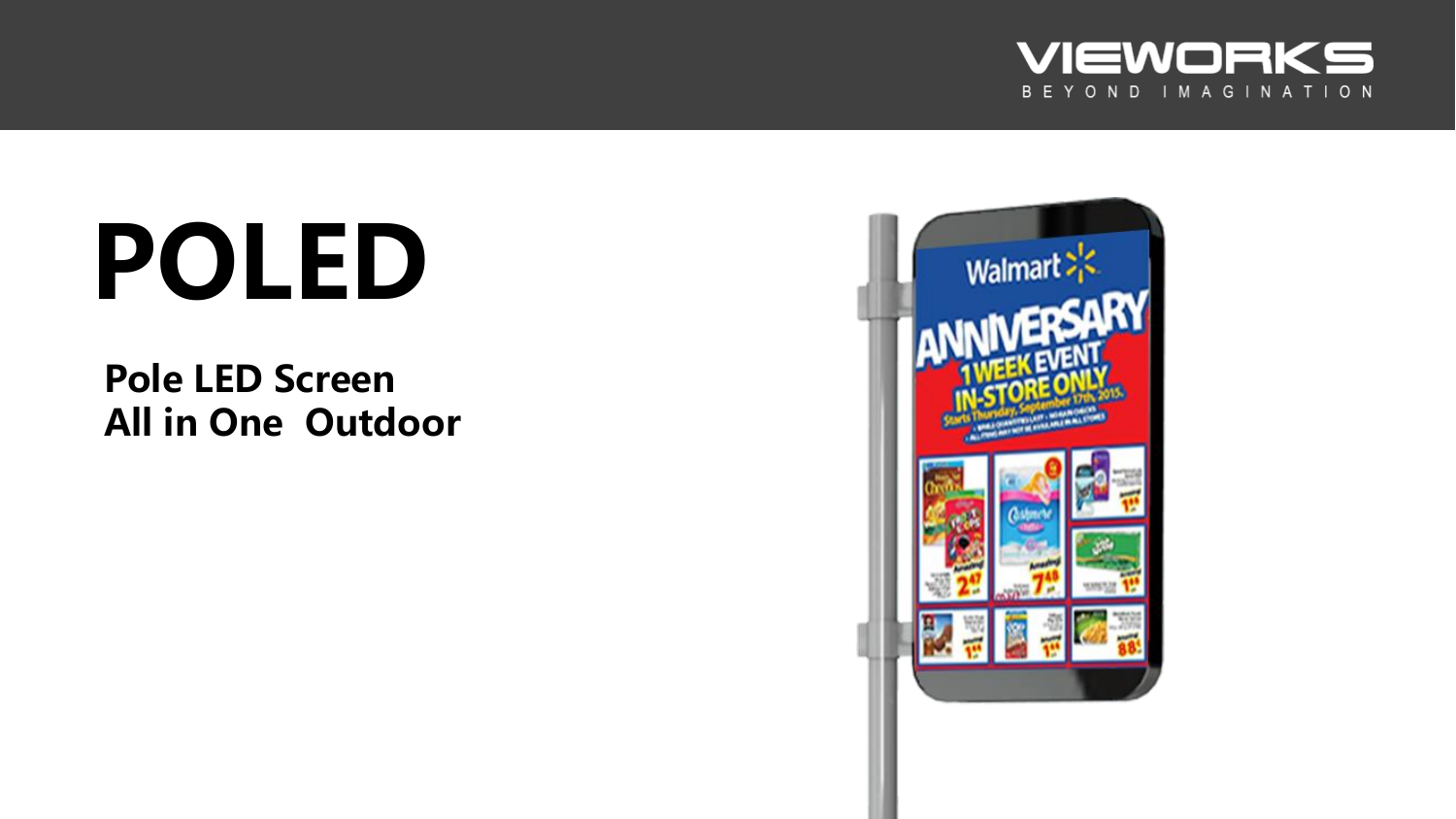# POLED

**Pole LED Screen**
**All in One Outdoor**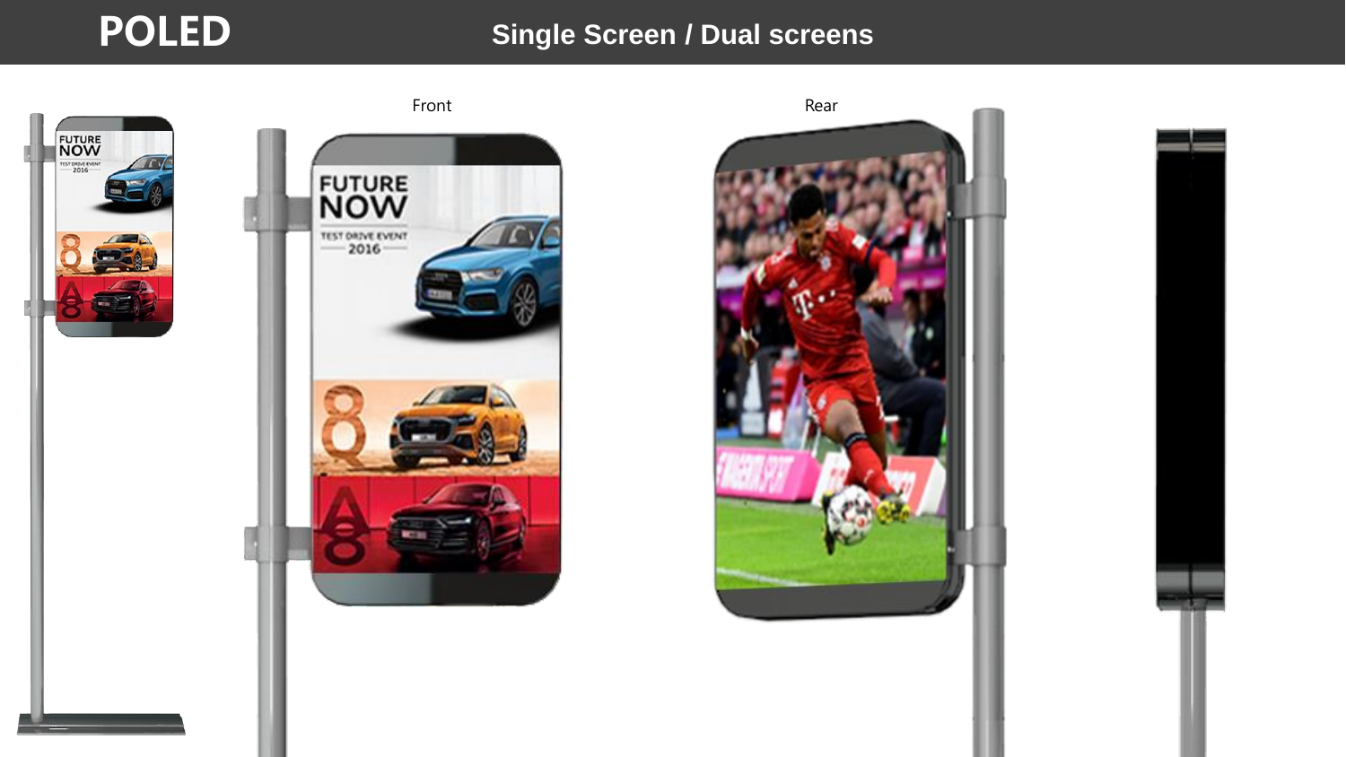# POLED

## Single Screen / Dual screens

Front

Rear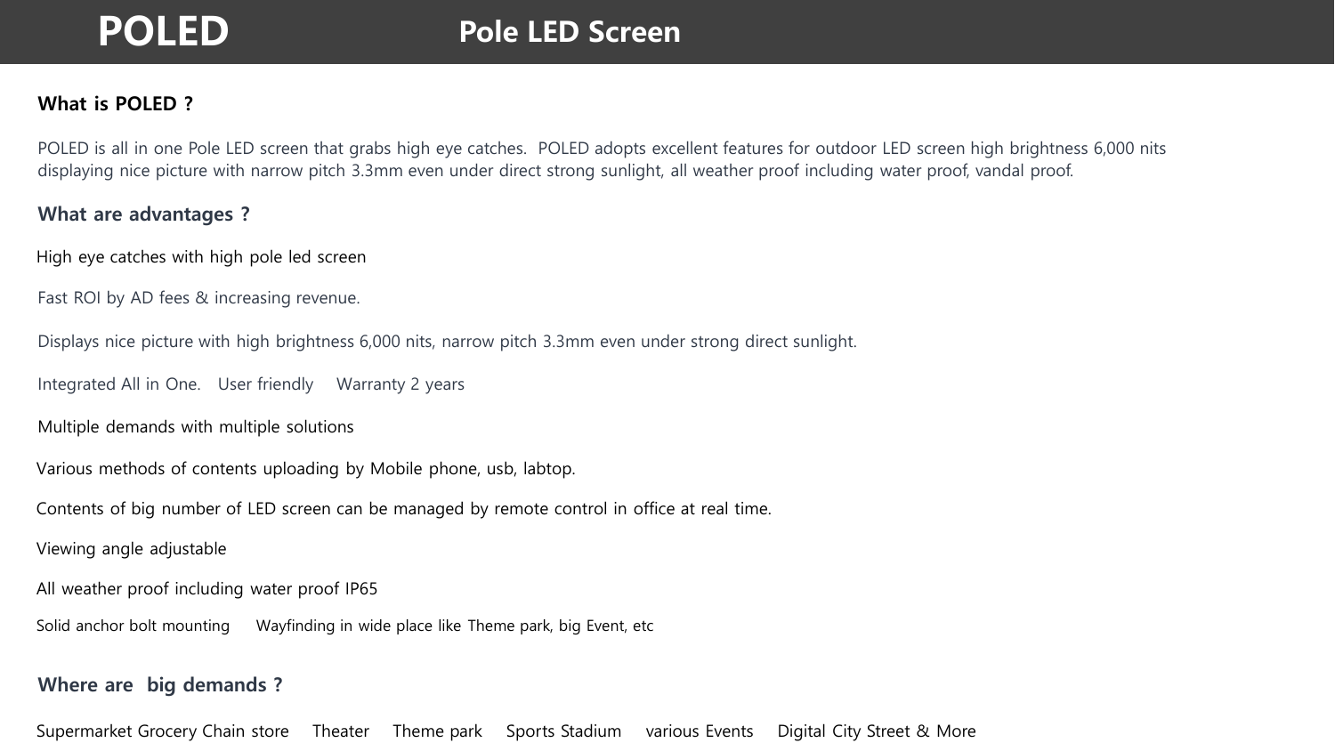# POLED Pole LED Screen

## What is POLED ?

POLED is all in one Pole LED screen that grabs high eye catches. POLED adopts excellent features for outdoor LED screen high brightness 6,000 nits displaying nice picture with narrow pitch 3.3mm even under direct strong sunlight, all weather proof including water proof, vandal proof.

## What are advantages ?

High eye catches with high pole led screen

Fast ROI by AD fees & increasing revenue.

Displays nice picture with high brightness 6,000 nits, narrow pitch 3.3mm even under strong direct sunlight.

Integrated All in One. User friendly Warranty 2 years

Multiple demands with multiple solutions

Various methods of contents uploading by Mobile phone, usb, labtop.

Contents of big number of LED screen can be managed by remote control in office at real time.

Viewing angle adjustable

All weather proof including water proof IP65

Solid anchor bolt mounting Wayfinding in wide place like Theme park, big Event, etc

## Where are big demands ?

Supermarket Grocery Chain store Theater Theme park Sports Stadium various Events Digital City Street & More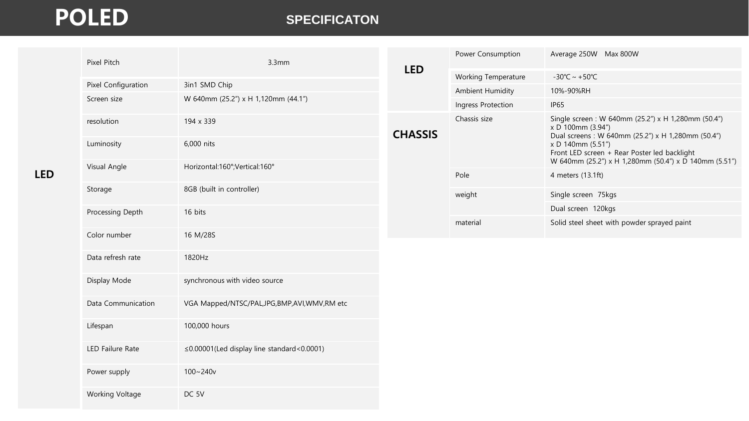# POLED

## SPECIFICATON

| | | |
|---|---|---|
| **LED** | Pixel Pitch | 3.3mm |
| | Pixel Configuration | 3in1 SMD Chip |
| | Screen size | W 640mm (25.2") x H 1,120mm (44.1") |
| | resolution | 194 x 339 |
| | Luminosity | 6,000 nits |
| | Visual Angle | Horizontal:160°;Vertical:160° |
| | Storage | 8GB (built in controller) |
| | Processing Depth | 16 bits |
| | Color number | 16 M/28S |
| | Data refresh rate | 1820Hz |
| | Display Mode | synchronous with video source |
| | Data Communication | VGA Mapped/NTSC/PAL,JPG,BMP,AVI,WMV,RM etc |
| | Lifespan | 100,000 hours |
| | LED Failure Rate | ≤0.00001(Led display line standard<0.0001) |
| | Power supply | 100~240v |
| | Working Voltage | DC 5V |

| | | |
|---|---|---|
| **LED** | Power Consumption | Average 250W Max 800W |
| | Working Temperature | -30℃ ~ +50℃ |
| | Ambient Humidity | 10%-90%RH |
| | Ingress Protection | IP65 |
| **CHASSIS** | Chassis size | Single screen : W 640mm (25.2") x H 1,280mm (50.4") x D 100mm (3.94")<br>Dual screens : W 640mm (25.2") x H 1,280mm (50.4") x D 140mm (5.51")<br>Front LED screen + Rear Poster led backlight<br>W 640mm (25.2") x H 1,280mm (50.4") x D 140mm (5.51") |
| | Pole | 4 meters (13.1ft) |
| | weight | Single screen 75kgs |
| | | Dual screen 120kgs |
| | material | Solid steel sheet with powder sprayed paint |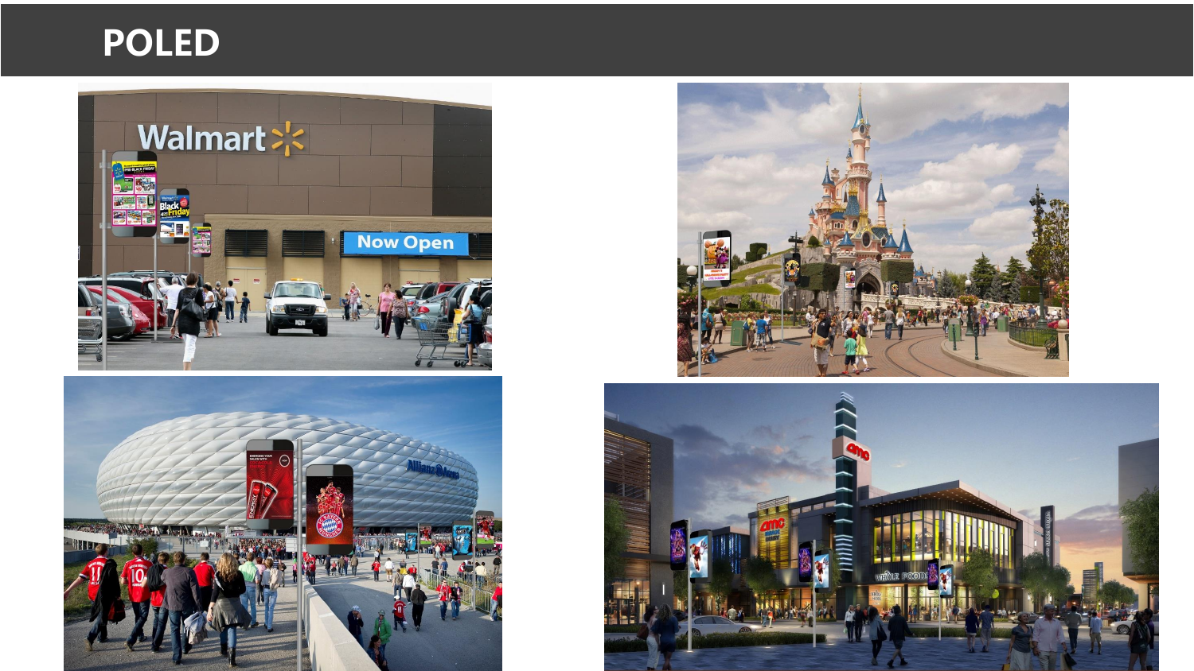# POLED